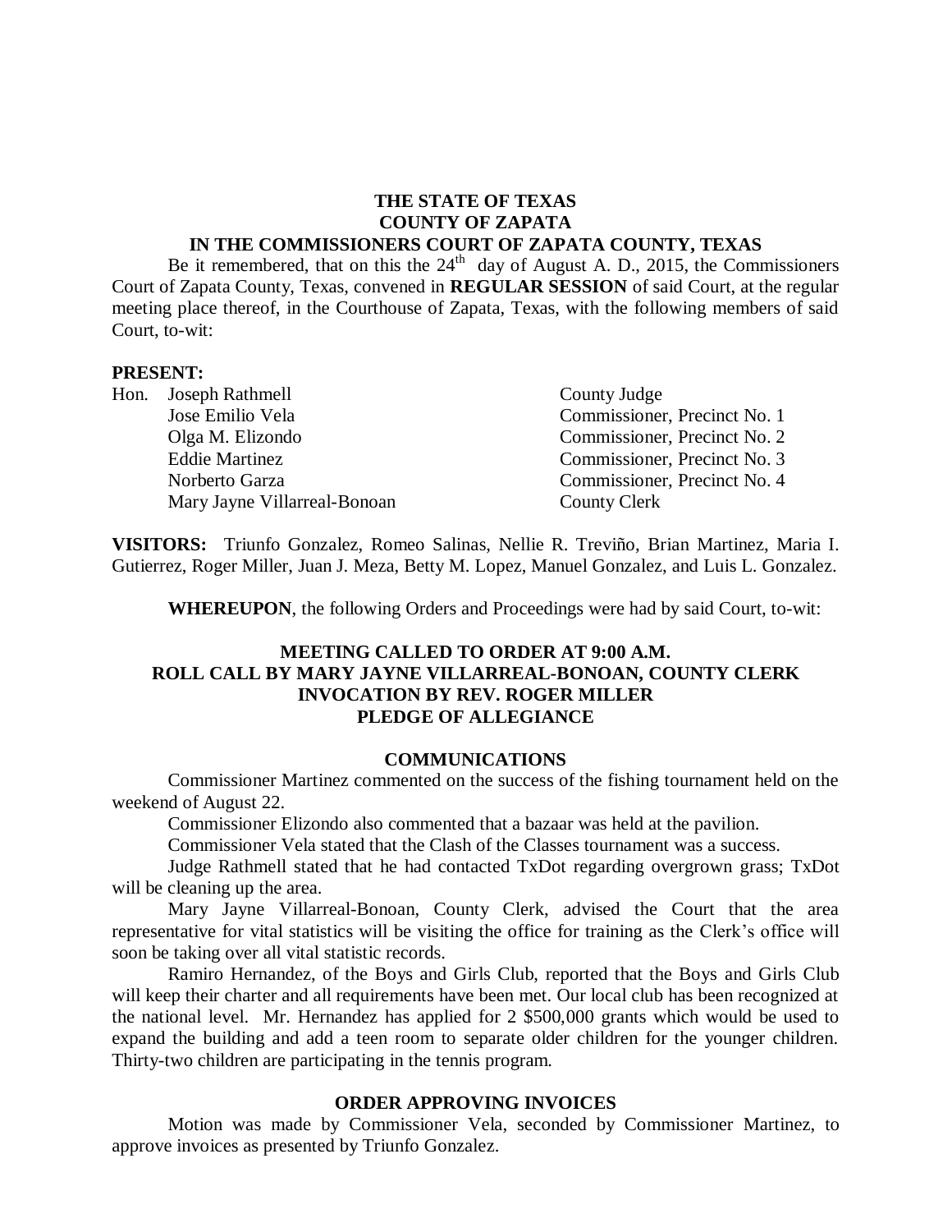**THE STATE OF TEXAS**
**COUNTY OF ZAPATA**
**IN THE COMMISSIONERS COURT OF ZAPATA COUNTY, TEXAS**

Be it remembered, that on this the 24th day of August A. D., 2015, the Commissioners Court of Zapata County, Texas, convened in **REGULAR SESSION** of said Court, at the regular meeting place thereof, in the Courthouse of Zapata, Texas, with the following members of said Court, to-wit:

**PRESENT:**

| | |
|---|---|
| Hon. Joseph Rathmell | County Judge |
| Jose Emilio Vela | Commissioner, Precinct No. 1 |
| Olga M. Elizondo | Commissioner, Precinct No. 2 |
| Eddie Martinez | Commissioner, Precinct No. 3 |
| Norberto Garza | Commissioner, Precinct No. 4 |
| Mary Jayne Villarreal-Bonoan | County Clerk |

**VISITORS:** Triunfo Gonzalez, Romeo Salinas, Nellie R. Treviño, Brian Martinez, Maria I. Gutierrez, Roger Miller, Juan J. Meza, Betty M. Lopez, Manuel Gonzalez, and Luis L. Gonzalez.

**WHEREUPON**, the following Orders and Proceedings were had by said Court, to-wit:

**MEETING CALLED TO ORDER AT 9:00 A.M.**
**ROLL CALL BY MARY JAYNE VILLARREAL-BONOAN, COUNTY CLERK**
**INVOCATION BY REV. ROGER MILLER**
**PLEDGE OF ALLEGIANCE**

**COMMUNICATIONS**

Commissioner Martinez commented on the success of the fishing tournament held on the weekend of August 22.

Commissioner Elizondo also commented that a bazaar was held at the pavilion.

Commissioner Vela stated that the Clash of the Classes tournament was a success.

Judge Rathmell stated that he had contacted TxDot regarding overgrown grass; TxDot will be cleaning up the area.

Mary Jayne Villarreal-Bonoan, County Clerk, advised the Court that the area representative for vital statistics will be visiting the office for training as the Clerk's office will soon be taking over all vital statistic records.

Ramiro Hernandez, of the Boys and Girls Club, reported that the Boys and Girls Club will keep their charter and all requirements have been met. Our local club has been recognized at the national level. Mr. Hernandez has applied for 2 $500,000 grants which would be used to expand the building and add a teen room to separate older children for the younger children. Thirty-two children are participating in the tennis program.

**ORDER APPROVING INVOICES**

Motion was made by Commissioner Vela, seconded by Commissioner Martinez, to approve invoices as presented by Triunfo Gonzalez.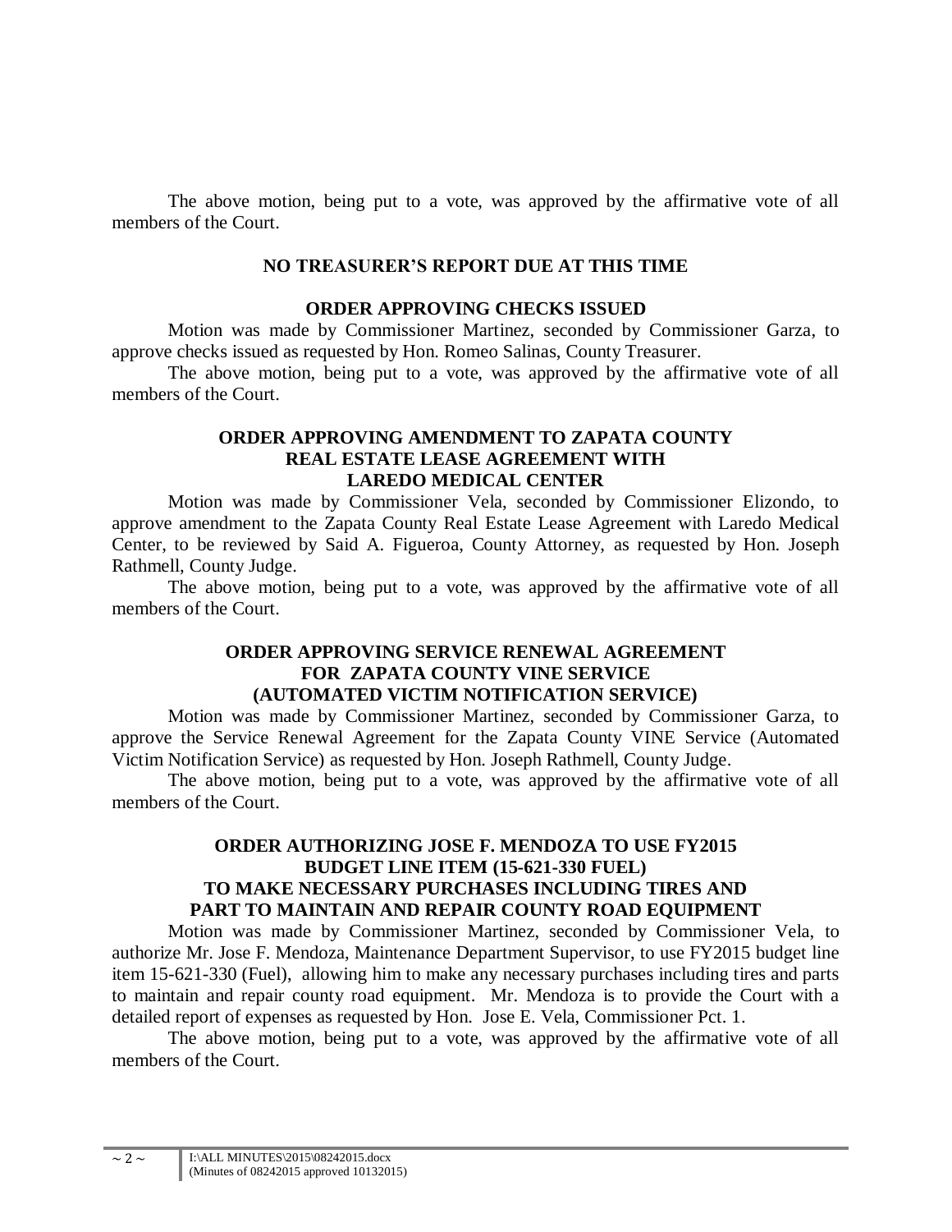The above motion, being put to a vote, was approved by the affirmative vote of all members of the Court.

**NO TREASURER'S REPORT DUE AT THIS TIME**

**ORDER APPROVING CHECKS ISSUED**

Motion was made by Commissioner Martinez, seconded by Commissioner Garza, to approve checks issued as requested by Hon. Romeo Salinas, County Treasurer.

The above motion, being put to a vote, was approved by the affirmative vote of all members of the Court.

**ORDER APPROVING AMENDMENT TO ZAPATA COUNTY REAL ESTATE LEASE AGREEMENT WITH LAREDO MEDICAL CENTER**

Motion was made by Commissioner Vela, seconded by Commissioner Elizondo, to approve amendment to the Zapata County Real Estate Lease Agreement with Laredo Medical Center, to be reviewed by Said A. Figueroa, County Attorney, as requested by Hon. Joseph Rathmell, County Judge.

The above motion, being put to a vote, was approved by the affirmative vote of all members of the Court.

**ORDER APPROVING SERVICE RENEWAL AGREEMENT FOR ZAPATA COUNTY VINE SERVICE (AUTOMATED VICTIM NOTIFICATION SERVICE)**

Motion was made by Commissioner Martinez, seconded by Commissioner Garza, to approve the Service Renewal Agreement for the Zapata County VINE Service (Automated Victim Notification Service) as requested by Hon. Joseph Rathmell, County Judge.

The above motion, being put to a vote, was approved by the affirmative vote of all members of the Court.

**ORDER AUTHORIZING JOSE F. MENDOZA TO USE FY2015 BUDGET LINE ITEM (15-621-330 FUEL) TO MAKE NECESSARY PURCHASES INCLUDING TIRES AND PART TO MAINTAIN AND REPAIR COUNTY ROAD EQUIPMENT**

Motion was made by Commissioner Martinez, seconded by Commissioner Vela, to authorize Mr. Jose F. Mendoza, Maintenance Department Supervisor, to use FY2015 budget line item 15-621-330 (Fuel), allowing him to make any necessary purchases including tires and parts to maintain and repair county road equipment. Mr. Mendoza is to provide the Court with a detailed report of expenses as requested by Hon. Jose E. Vela, Commissioner Pct. 1.

The above motion, being put to a vote, was approved by the affirmative vote of all members of the Court.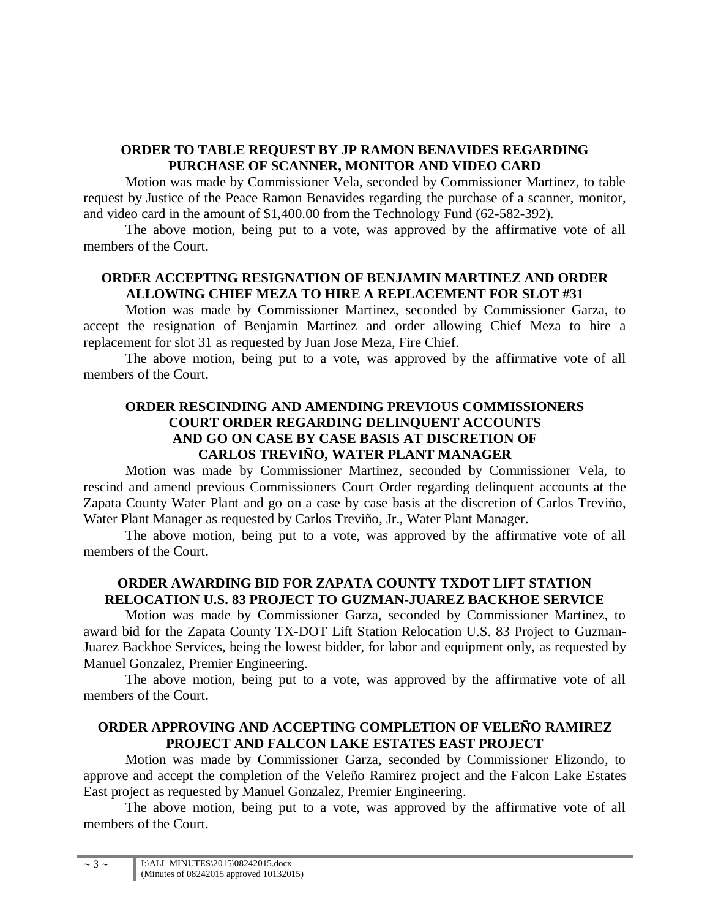**ORDER TO TABLE REQUEST BY JP RAMON BENAVIDES REGARDING PURCHASE OF SCANNER, MONITOR AND VIDEO CARD**

Motion was made by Commissioner Vela, seconded by Commissioner Martinez, to table request by Justice of the Peace Ramon Benavides regarding the purchase of a scanner, monitor, and video card in the amount of $1,400.00 from the Technology Fund (62-582-392).

The above motion, being put to a vote, was approved by the affirmative vote of all members of the Court.

**ORDER ACCEPTING RESIGNATION OF BENJAMIN MARTINEZ AND ORDER ALLOWING CHIEF MEZA TO HIRE A REPLACEMENT FOR SLOT #31**

Motion was made by Commissioner Martinez, seconded by Commissioner Garza, to accept the resignation of Benjamin Martinez and order allowing Chief Meza to hire a replacement for slot 31 as requested by Juan Jose Meza, Fire Chief.

The above motion, being put to a vote, was approved by the affirmative vote of all members of the Court.

**ORDER RESCINDING AND AMENDING PREVIOUS COMMISSIONERS COURT ORDER REGARDING DELINQUENT ACCOUNTS AND GO ON CASE BY CASE BASIS AT DISCRETION OF CARLOS TREVIÑO, WATER PLANT MANAGER**

Motion was made by Commissioner Martinez, seconded by Commissioner Vela, to rescind and amend previous Commissioners Court Order regarding delinquent accounts at the Zapata County Water Plant and go on a case by case basis at the discretion of Carlos Treviño, Water Plant Manager as requested by Carlos Treviño, Jr., Water Plant Manager.

The above motion, being put to a vote, was approved by the affirmative vote of all members of the Court.

**ORDER AWARDING BID FOR ZAPATA COUNTY TXDOT LIFT STATION RELOCATION U.S. 83 PROJECT TO GUZMAN-JUAREZ BACKHOE SERVICE**

Motion was made by Commissioner Garza, seconded by Commissioner Martinez, to award bid for the Zapata County TX-DOT Lift Station Relocation U.S. 83 Project to Guzman-Juarez Backhoe Services, being the lowest bidder, for labor and equipment only, as requested by Manuel Gonzalez, Premier Engineering.

The above motion, being put to a vote, was approved by the affirmative vote of all members of the Court.

**ORDER APPROVING AND ACCEPTING COMPLETION OF VELEÑO RAMIREZ PROJECT AND FALCON LAKE ESTATES EAST PROJECT**

Motion was made by Commissioner Garza, seconded by Commissioner Elizondo, to approve and accept the completion of the Veleño Ramirez project and the Falcon Lake Estates East project as requested by Manuel Gonzalez, Premier Engineering.

The above motion, being put to a vote, was approved by the affirmative vote of all members of the Court.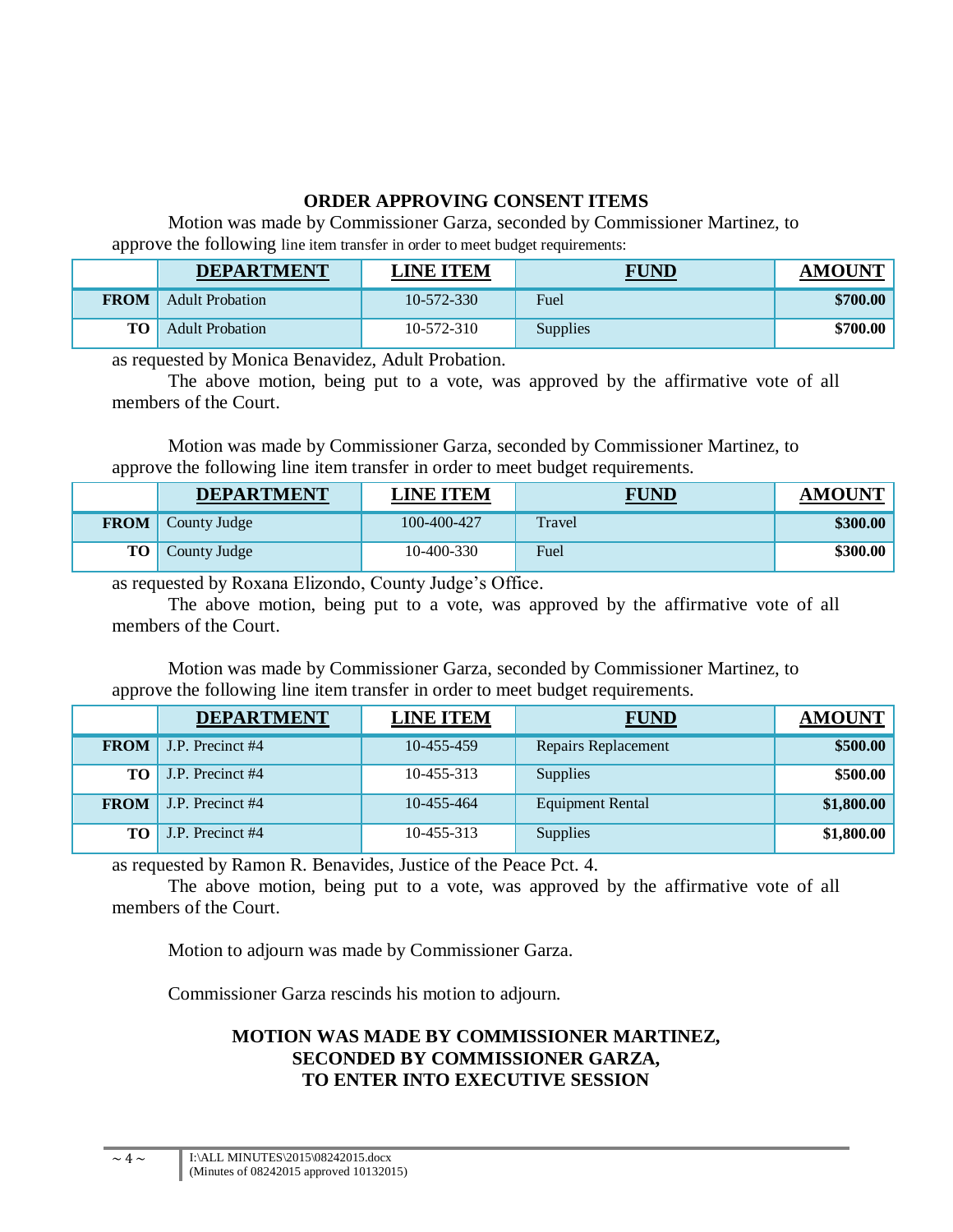## ORDER APPROVING CONSENT ITEMS

Motion was made by Commissioner Garza, seconded by Commissioner Martinez, to approve the following line item transfer in order to meet budget requirements:

| | DEPARTMENT | LINE ITEM | FUND | AMOUNT |
|---|---|---|---|---|
| **FROM** | Adult Probation | 10-572-330 | Fuel | **$700.00** |
| **TO** | Adult Probation | 10-572-310 | Supplies | **$700.00** |

as requested by Monica Benavidez, Adult Probation.

The above motion, being put to a vote, was approved by the affirmative vote of all members of the Court.

Motion was made by Commissioner Garza, seconded by Commissioner Martinez, to approve the following line item transfer in order to meet budget requirements.

| | DEPARTMENT | LINE ITEM | FUND | AMOUNT |
|---|---|---|---|---|
| **FROM** | County Judge | 100-400-427 | Travel | **$300.00** |
| **TO** | County Judge | 10-400-330 | Fuel | **$300.00** |

as requested by Roxana Elizondo, County Judge's Office.

The above motion, being put to a vote, was approved by the affirmative vote of all members of the Court.

Motion was made by Commissioner Garza, seconded by Commissioner Martinez, to approve the following line item transfer in order to meet budget requirements.

| | DEPARTMENT | LINE ITEM | FUND | AMOUNT |
|---|---|---|---|---|
| **FROM** | J.P. Precinct #4 | 10-455-459 | Repairs Replacement | **$500.00** |
| **TO** | J.P. Precinct #4 | 10-455-313 | Supplies | **$500.00** |
| **FROM** | J.P. Precinct #4 | 10-455-464 | Equipment Rental | **$1,800.00** |
| **TO** | J.P. Precinct #4 | 10-455-313 | Supplies | **$1,800.00** |

as requested by Ramon R. Benavides, Justice of the Peace Pct. 4.

The above motion, being put to a vote, was approved by the affirmative vote of all members of the Court.

Motion to adjourn was made by Commissioner Garza.

Commissioner Garza rescinds his motion to adjourn.

**MOTION WAS MADE BY COMMISSIONER MARTINEZ,
SECONDED BY COMMISSIONER GARZA,
TO ENTER INTO EXECUTIVE SESSION**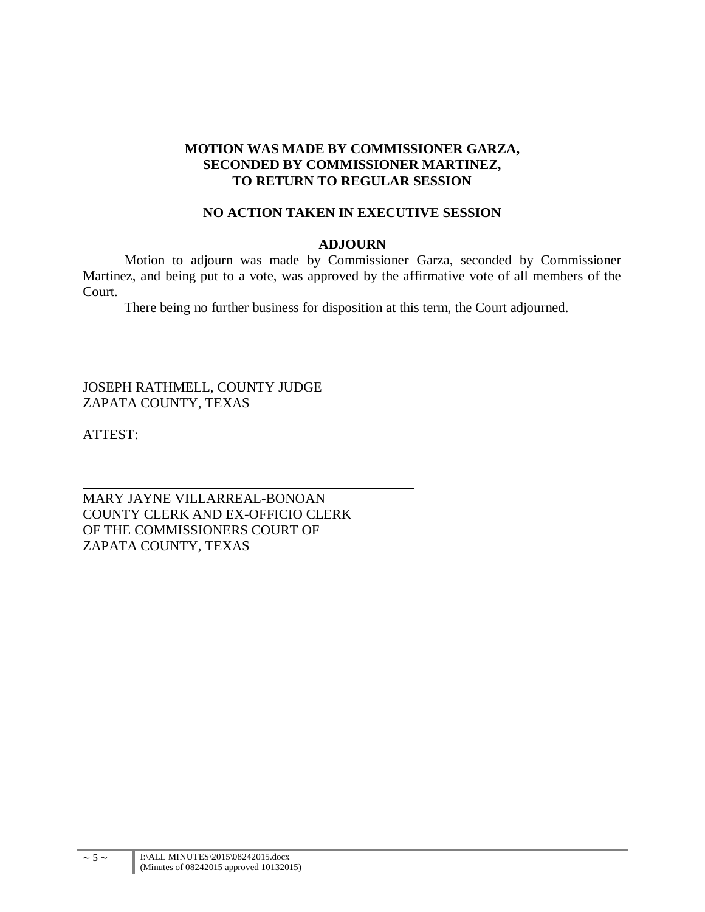**MOTION WAS MADE BY COMMISSIONER GARZA,**
**SECONDED BY COMMISSIONER MARTINEZ,**
**TO RETURN TO REGULAR SESSION**

**NO ACTION TAKEN IN EXECUTIVE SESSION**

**ADJOURN**

Motion to adjourn was made by Commissioner Garza, seconded by Commissioner Martinez, and being put to a vote, was approved by the affirmative vote of all members of the Court.

There being no further business for disposition at this term, the Court adjourned.

\_\_\_\_\_\_\_\_\_\_\_\_\_\_\_\_\_\_\_\_\_\_\_\_\_\_\_\_\_\_\_\_\_\_\_\_\_\_\_\_

JOSEPH RATHMELL, COUNTY JUDGE
ZAPATA COUNTY, TEXAS

ATTEST:

\_\_\_\_\_\_\_\_\_\_\_\_\_\_\_\_\_\_\_\_\_\_\_\_\_\_\_\_\_\_\_\_\_\_\_\_\_\_\_\_

MARY JAYNE VILLARREAL-BONOAN
COUNTY CLERK AND EX-OFFICIO CLERK
OF THE COMMISSIONERS COURT OF
ZAPATA COUNTY, TEXAS